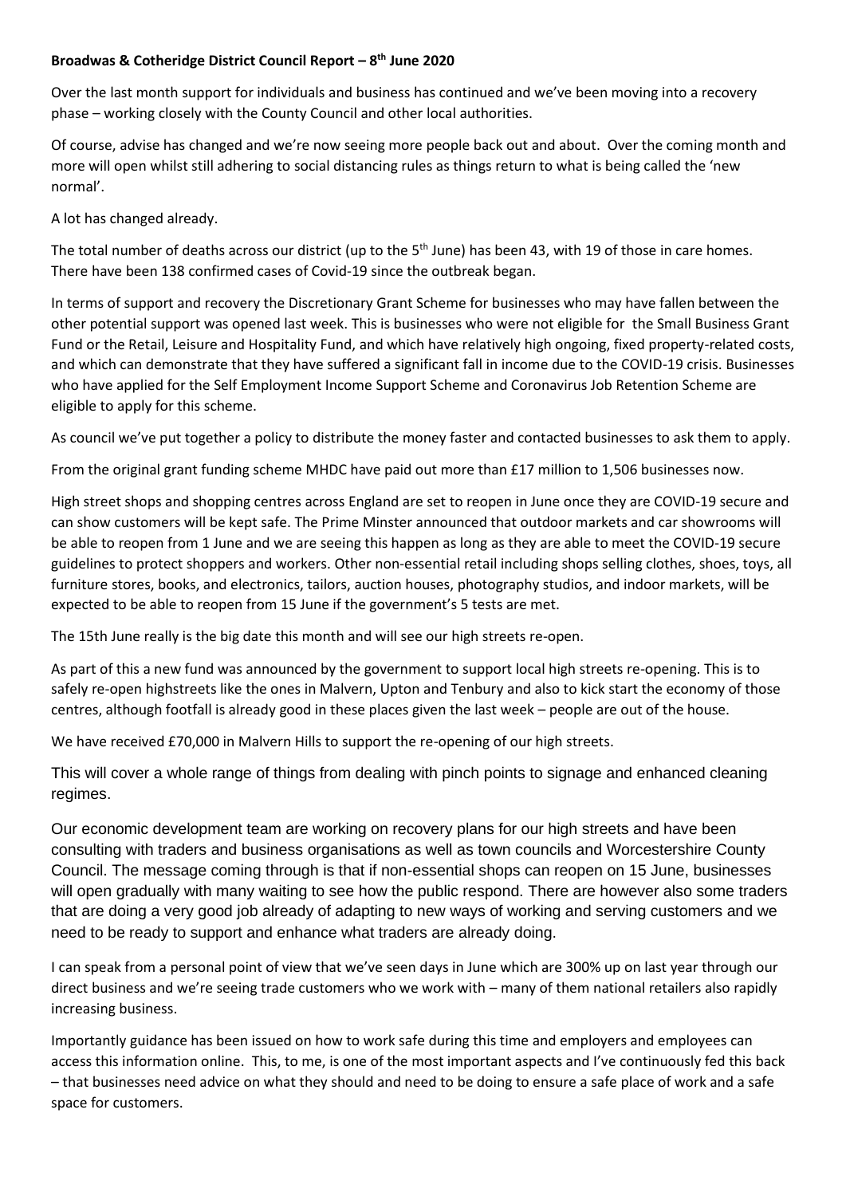**Broadwas & Cotheridge District Council Report – 8th June 2020**

Over the last month support for individuals and business has continued and we've been moving into a recovery phase – working closely with the County Council and other local authorities.

Of course, advise has changed and we're now seeing more people back out and about. Over the coming month and more will open whilst still adhering to social distancing rules as things return to what is being called the 'new normal'.

A lot has changed already.

The total number of deaths across our district (up to the 5th June) has been 43, with 19 of those in care homes. There have been 138 confirmed cases of Covid-19 since the outbreak began.

In terms of support and recovery the Discretionary Grant Scheme for businesses who may have fallen between the other potential support was opened last week. This is businesses who were not eligible for the Small Business Grant Fund or the Retail, Leisure and Hospitality Fund, and which have relatively high ongoing, fixed property-related costs, and which can demonstrate that they have suffered a significant fall in income due to the COVID-19 crisis. Businesses who have applied for the Self Employment Income Support Scheme and Coronavirus Job Retention Scheme are eligible to apply for this scheme.

As council we've put together a policy to distribute the money faster and contacted businesses to ask them to apply.

From the original grant funding scheme MHDC have paid out more than £17 million to 1,506 businesses now.

High street shops and shopping centres across England are set to reopen in June once they are COVID-19 secure and can show customers will be kept safe. The Prime Minster announced that outdoor markets and car showrooms will be able to reopen from 1 June and we are seeing this happen as long as they are able to meet the COVID-19 secure guidelines to protect shoppers and workers. Other non-essential retail including shops selling clothes, shoes, toys, all furniture stores, books, and electronics, tailors, auction houses, photography studios, and indoor markets, will be expected to be able to reopen from 15 June if the government's 5 tests are met.

The 15th June really is the big date this month and will see our high streets re-open.

As part of this a new fund was announced by the government to support local high streets re-opening. This is to safely re-open highstreets like the ones in Malvern, Upton and Tenbury and also to kick start the economy of those centres, although footfall is already good in these places given the last week – people are out of the house.

We have received £70,000 in Malvern Hills to support the re-opening of our high streets.

This will cover a whole range of things from dealing with pinch points to signage and enhanced cleaning regimes.

Our economic development team are working on recovery plans for our high streets and have been consulting with traders and business organisations as well as town councils and Worcestershire County Council. The message coming through is that if non-essential shops can reopen on 15 June, businesses will open gradually with many waiting to see how the public respond. There are however also some traders that are doing a very good job already of adapting to new ways of working and serving customers and we need to be ready to support and enhance what traders are already doing.

I can speak from a personal point of view that we've seen days in June which are 300% up on last year through our direct business and we're seeing trade customers who we work with – many of them national retailers also rapidly increasing business.

Importantly guidance has been issued on how to work safe during this time and employers and employees can access this information online. This, to me, is one of the most important aspects and I've continuously fed this back – that businesses need advice on what they should and need to be doing to ensure a safe place of work and a safe space for customers.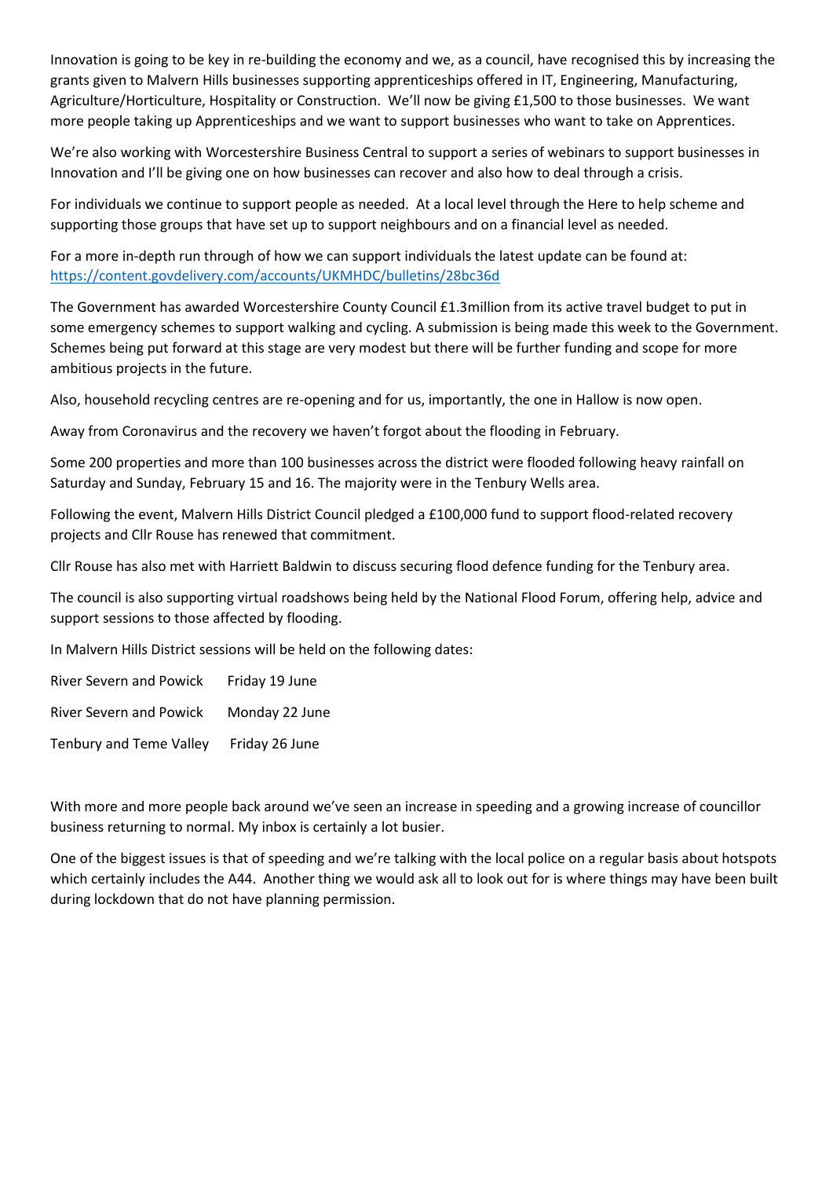Innovation is going to be key in re-building the economy and we, as a council, have recognised this by increasing the grants given to Malvern Hills businesses supporting apprenticeships offered in IT, Engineering, Manufacturing, Agriculture/Horticulture, Hospitality or Construction. We'll now be giving £1,500 to those businesses. We want more people taking up Apprenticeships and we want to support businesses who want to take on Apprentices.

We're also working with Worcestershire Business Central to support a series of webinars to support businesses in Innovation and I'll be giving one on how businesses can recover and also how to deal through a crisis.

For individuals we continue to support people as needed. At a local level through the Here to help scheme and supporting those groups that have set up to support neighbours and on a financial level as needed.

For a more in-depth run through of how we can support individuals the latest update can be found at: [https://content.govdelivery.com/accounts/UKMHDC/bulletins/28bc36d](https://content.govdelivery.com/accounts/UKMHDC/bulletins/28bc36d)

The Government has awarded Worcestershire County Council £1.3million from its active travel budget to put in some emergency schemes to support walking and cycling. A submission is being made this week to the Government. Schemes being put forward at this stage are very modest but there will be further funding and scope for more ambitious projects in the future.

Also, household recycling centres are re-opening and for us, importantly, the one in Hallow is now open.

Away from Coronavirus and the recovery we haven't forgot about the flooding in February.

Some 200 properties and more than 100 businesses across the district were flooded following heavy rainfall on Saturday and Sunday, February 15 and 16. The majority were in the Tenbury Wells area.

Following the event, Malvern Hills District Council pledged a £100,000 fund to support flood-related recovery projects and Cllr Rouse has renewed that commitment.

Cllr Rouse has also met with Harriett Baldwin to discuss securing flood defence funding for the Tenbury area.

The council is also supporting virtual roadshows being held by the National Flood Forum, offering help, advice and support sessions to those affected by flooding.

In Malvern Hills District sessions will be held on the following dates:

| | |
|---|---|
| River Severn and Powick | Friday 19 June |
| River Severn and Powick | Monday 22 June |
| Tenbury and Teme Valley | Friday 26 June |

With more and more people back around we've seen an increase in speeding and a growing increase of councillor business returning to normal. My inbox is certainly a lot busier.

One of the biggest issues is that of speeding and we're talking with the local police on a regular basis about hotspots which certainly includes the A44. Another thing we would ask all to look out for is where things may have been built during lockdown that do not have planning permission.